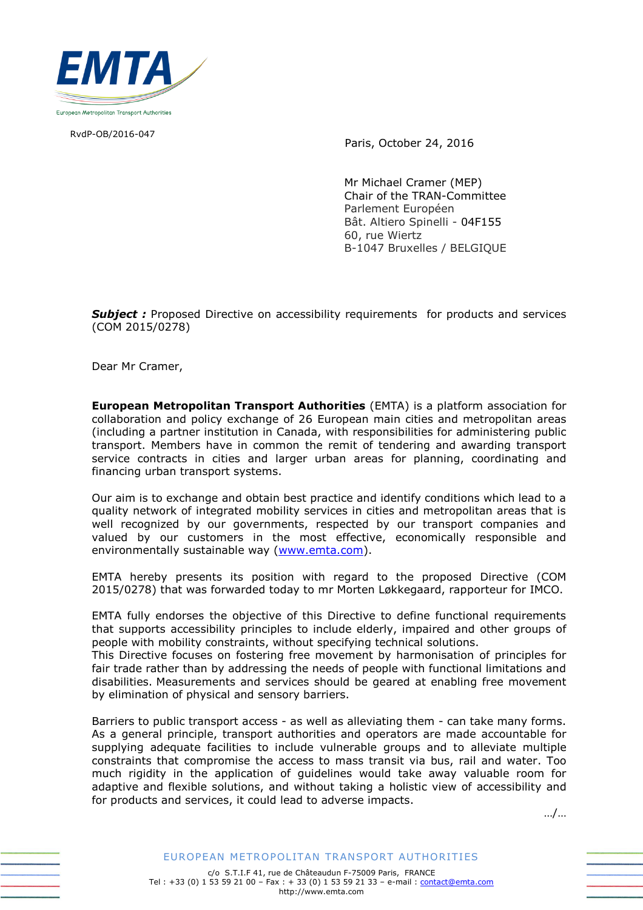EMTA

European Metropolitan Transport Authorities

RvdP-OB/2016-047

Paris, October 24, 2016

Mr Michael Cramer (MEP)
Chair of the TRAN-Committee
Parlement Européen
Bât. Altiero Spinelli - 04F155
60, rue Wiertz
B-1047 Bruxelles / BELGIQUE

***Subject :*** Proposed Directive on accessibility requirements for products and services (COM 2015/0278)

Dear Mr Cramer,

**European Metropolitan Transport Authorities** (EMTA) is a platform association for collaboration and policy exchange of 26 European main cities and metropolitan areas (including a partner institution in Canada, with responsibilities for administering public transport. Members have in common the remit of tendering and awarding transport service contracts in cities and larger urban areas for planning, coordinating and financing urban transport systems.

Our aim is to exchange and obtain best practice and identify conditions which lead to a quality network of integrated mobility services in cities and metropolitan areas that is well recognized by our governments, respected by our transport companies and valued by our customers in the most effective, economically responsible and environmentally sustainable way ([www.emta.com](http://www.emta.com)).

EMTA hereby presents its position with regard to the proposed Directive (COM 2015/0278) that was forwarded today to mr Morten Løkkegaard, rapporteur for IMCO.

EMTA fully endorses the objective of this Directive to define functional requirements that supports accessibility principles to include elderly, impaired and other groups of people with mobility constraints, without specifying technical solutions.
This Directive focuses on fostering free movement by harmonisation of principles for fair trade rather than by addressing the needs of people with functional limitations and disabilities. Measurements and services should be geared at enabling free movement by elimination of physical and sensory barriers.

Barriers to public transport access - as well as alleviating them - can take many forms. As a general principle, transport authorities and operators are made accountable for supplying adequate facilities to include vulnerable groups and to alleviate multiple constraints that compromise the access to mass transit via bus, rail and water. Too much rigidity in the application of guidelines would take away valuable room for adaptive and flexible solutions, and without taking a holistic view of accessibility and for products and services, it could lead to adverse impacts.

.../...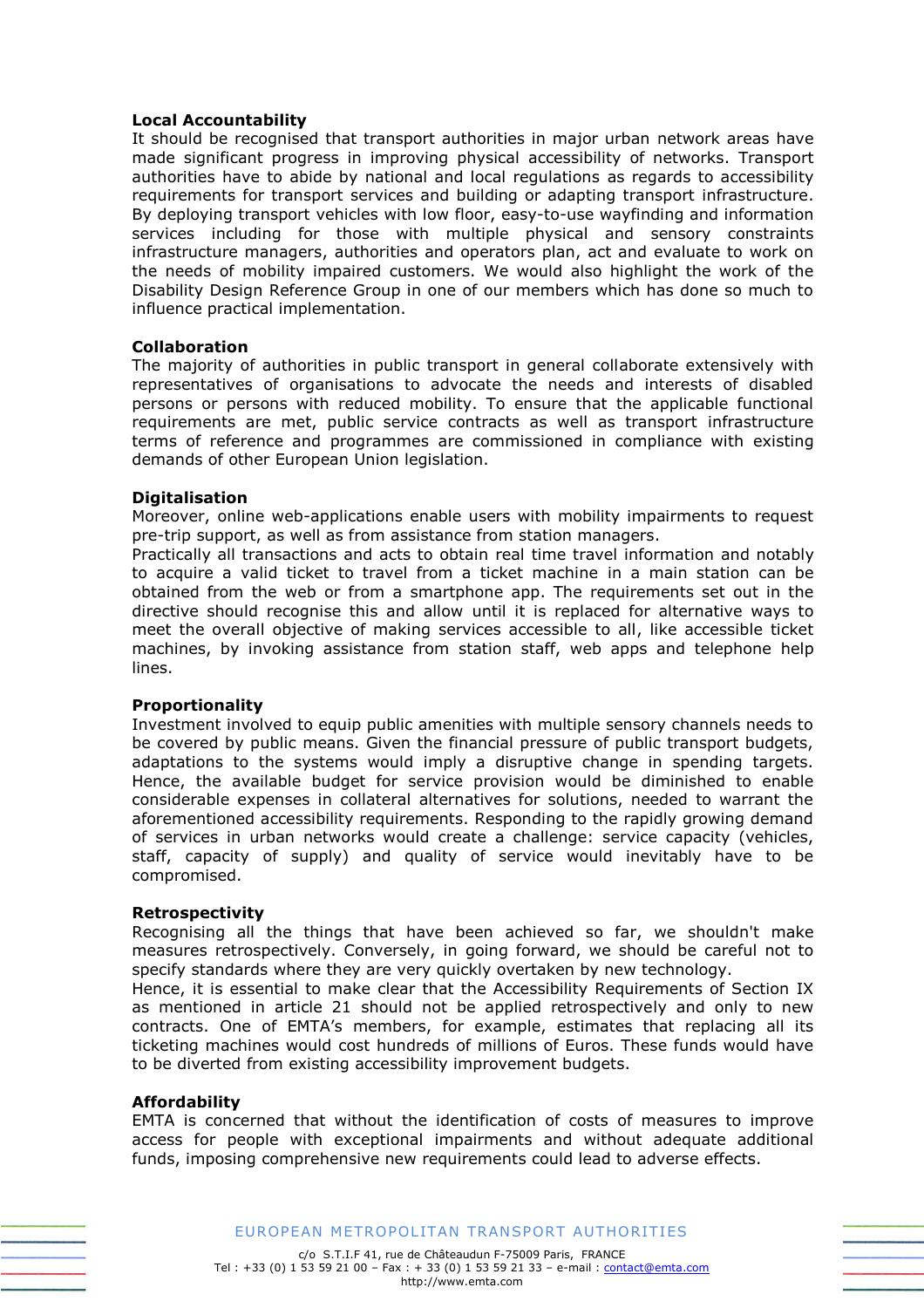**Local Accountability**

It should be recognised that transport authorities in major urban network areas have made significant progress in improving physical accessibility of networks. Transport authorities have to abide by national and local regulations as regards to accessibility requirements for transport services and building or adapting transport infrastructure. By deploying transport vehicles with low floor, easy-to-use wayfinding and information services including for those with multiple physical and sensory constraints infrastructure managers, authorities and operators plan, act and evaluate to work on the needs of mobility impaired customers. We would also highlight the work of the Disability Design Reference Group in one of our members which has done so much to influence practical implementation.

**Collaboration**

The majority of authorities in public transport in general collaborate extensively with representatives of organisations to advocate the needs and interests of disabled persons or persons with reduced mobility. To ensure that the applicable functional requirements are met, public service contracts as well as transport infrastructure terms of reference and programmes are commissioned in compliance with existing demands of other European Union legislation.

**Digitalisation**

Moreover, online web-applications enable users with mobility impairments to request pre-trip support, as well as from assistance from station managers.
Practically all transactions and acts to obtain real time travel information and notably to acquire a valid ticket to travel from a ticket machine in a main station can be obtained from the web or from a smartphone app. The requirements set out in the directive should recognise this and allow until it is replaced for alternative ways to meet the overall objective of making services accessible to all, like accessible ticket machines, by invoking assistance from station staff, web apps and telephone help lines.

**Proportionality**

Investment involved to equip public amenities with multiple sensory channels needs to be covered by public means. Given the financial pressure of public transport budgets, adaptations to the systems would imply a disruptive change in spending targets. Hence, the available budget for service provision would be diminished to enable considerable expenses in collateral alternatives for solutions, needed to warrant the aforementioned accessibility requirements. Responding to the rapidly growing demand of services in urban networks would create a challenge: service capacity (vehicles, staff, capacity of supply) and quality of service would inevitably have to be compromised.

**Retrospectivity**

Recognising all the things that have been achieved so far, we shouldn't make measures retrospectively. Conversely, in going forward, we should be careful not to specify standards where they are very quickly overtaken by new technology.
Hence, it is essential to make clear that the Accessibility Requirements of Section IX as mentioned in article 21 should not be applied retrospectively and only to new contracts. One of EMTA's members, for example, estimates that replacing all its ticketing machines would cost hundreds of millions of Euros. These funds would have to be diverted from existing accessibility improvement budgets.

**Affordability**

EMTA is concerned that without the identification of costs of measures to improve access for people with exceptional impairments and without adequate additional funds, imposing comprehensive new requirements could lead to adverse effects.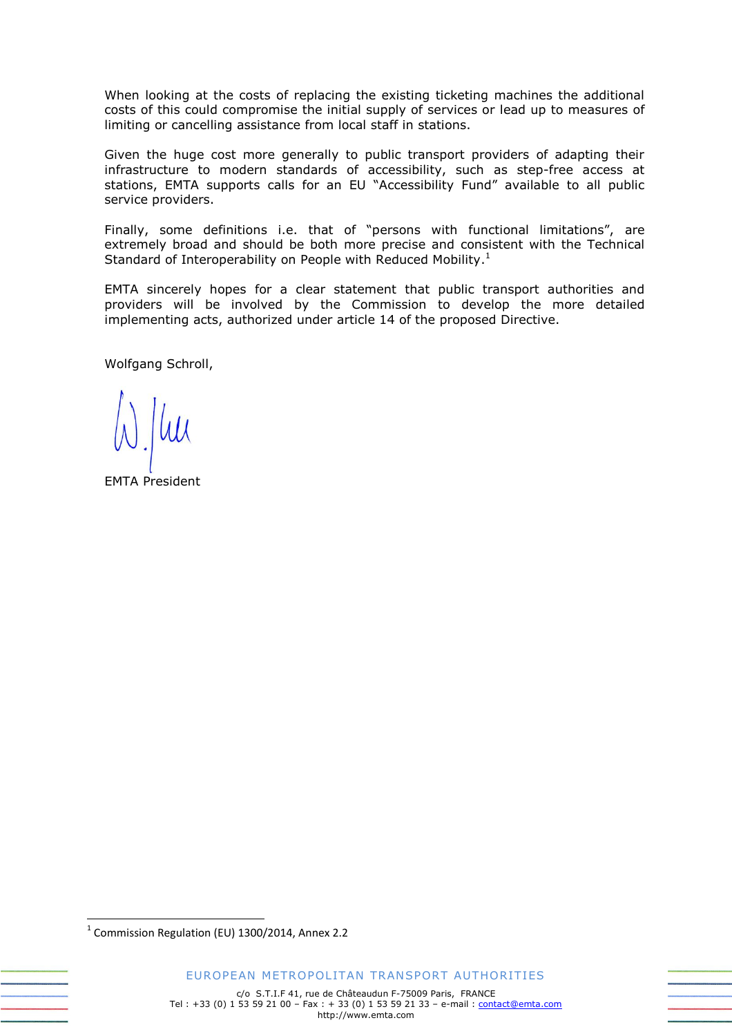When looking at the costs of replacing the existing ticketing machines the additional costs of this could compromise the initial supply of services or lead up to measures of limiting or cancelling assistance from local staff in stations.

Given the huge cost more generally to public transport providers of adapting their infrastructure to modern standards of accessibility, such as step-free access at stations, EMTA supports calls for an EU "Accessibility Fund" available to all public service providers.

Finally, some definitions i.e. that of "persons with functional limitations", are extremely broad and should be both more precise and consistent with the Technical Standard of Interoperability on People with Reduced Mobility.[1]

EMTA sincerely hopes for a clear statement that public transport authorities and providers will be involved by the Commission to develop the more detailed implementing acts, authorized under article 14 of the proposed Directive.

Wolfgang Schroll,

EMTA President

[1] Commission Regulation (EU) 1300/2014, Annex 2.2

EUROPEAN METROPOLITAN TRANSPORT AUTHORITIES

c/o S.T.I.F 41, rue de Châteaudun F-75009 Paris, FRANCE
Tel : +33 (0) 1 53 59 21 00 – Fax : + 33 (0) 1 53 59 21 33 – e-mail : contact@emta.com
http://www.emta.com